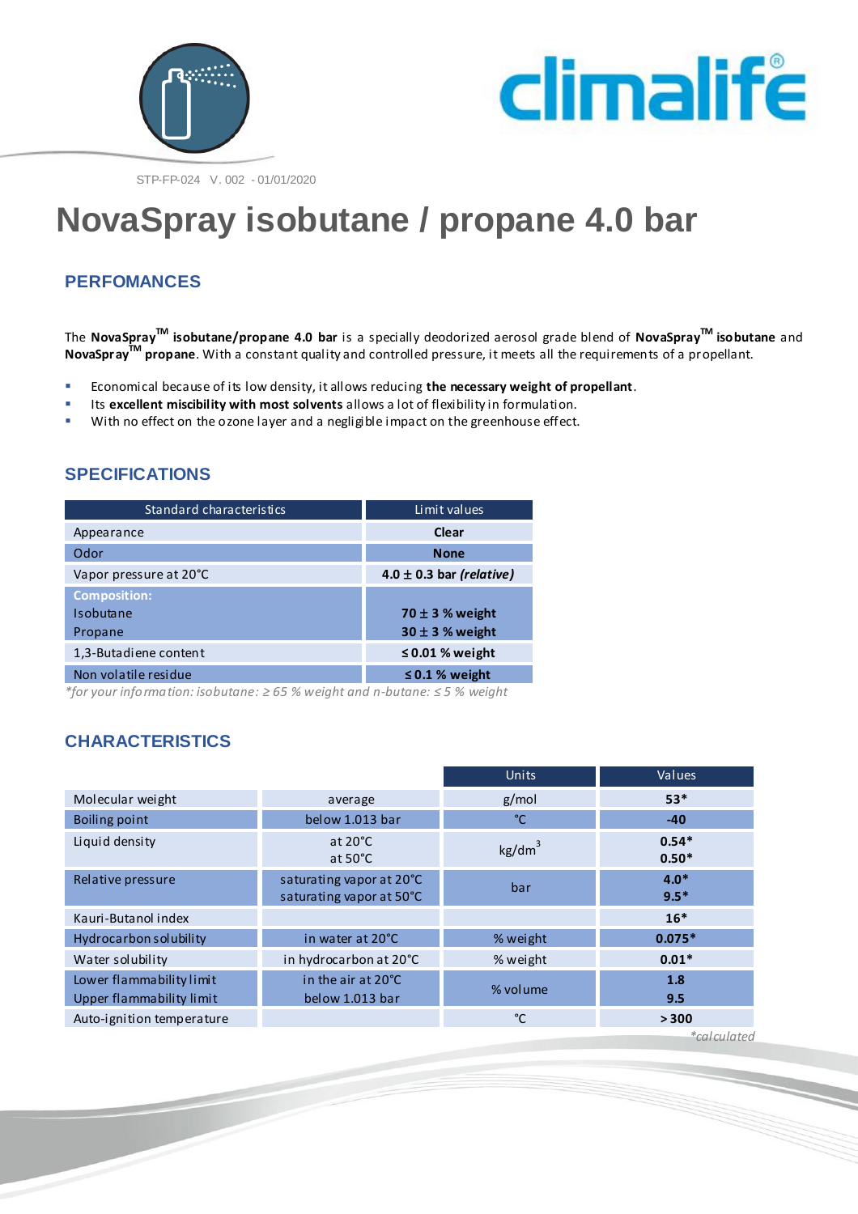STP-FP-024 V. 002 - 01/01/2020

# NovaSpray isobutane / propane 4.0 bar

## PERFOMANCES

The **NovaSpray™ isobutane/propane 4.0 bar** is a specially deodorized aerosol grade blend of **NovaSpray™ isobutane** and **NovaSpray™ propane**. With a constant quality and controlled pressure, it meets all the requirements of a propellant.

- Economical because of its low density, it allows reducing **the necessary weight of propellant**.
- Its **excellent miscibility with most solvents** allows a lot of flexibility in formulation.
- With no effect on the ozone layer and a negligible impact on the greenhouse effect.

## SPECIFICATIONS

| Standard characteristics | Limit values |
|---|---|
| Appearance | **Clear** |
| Odor | **None** |
| Vapor pressure at 20°C | **4.0 ± 0.3 bar *(relative)*** |
| **Composition:**<br>Isobutane<br>Propane | <br>**70 ± 3 % weight**<br>**30 ± 3 % weight** |
| 1,3-Butadiene content | **≤ 0.01 % weight** |
| Non volatile residue | **≤ 0.1 % weight** |

*\*for your information: isobutane: ≥ 65 % weight and n-butane: ≤ 5 % weight*

## CHARACTERISTICS

| | | Units | Values |
|---|---|---|---|
| Molecular weight | average | g/mol | **53\*** |
| Boiling point | below 1.013 bar | °C | **-40** |
| Liquid density | at 20°C<br>at 50°C | kg/dm$^3$ | **0.54\***<br>**0.50\*** |
| Relative pressure | saturating vapor at 20°C<br>saturating vapor at 50°C | bar | **4.0\***<br>**9.5\*** |
| Kauri-Butanol index | | | **16\*** |
| Hydrocarbon solubility | in water at 20°C | % weight | **0.075\*** |
| Water solubility | in hydrocarbon at 20°C | % weight | **0.01\*** |
| Lower flammability limit<br>Upper flammability limit | in the air at 20°C<br>below 1.013 bar | % volume | **1.8**<br>**9.5** |
| Auto-ignition temperature | | °C | **> 300** |

*\*calculated*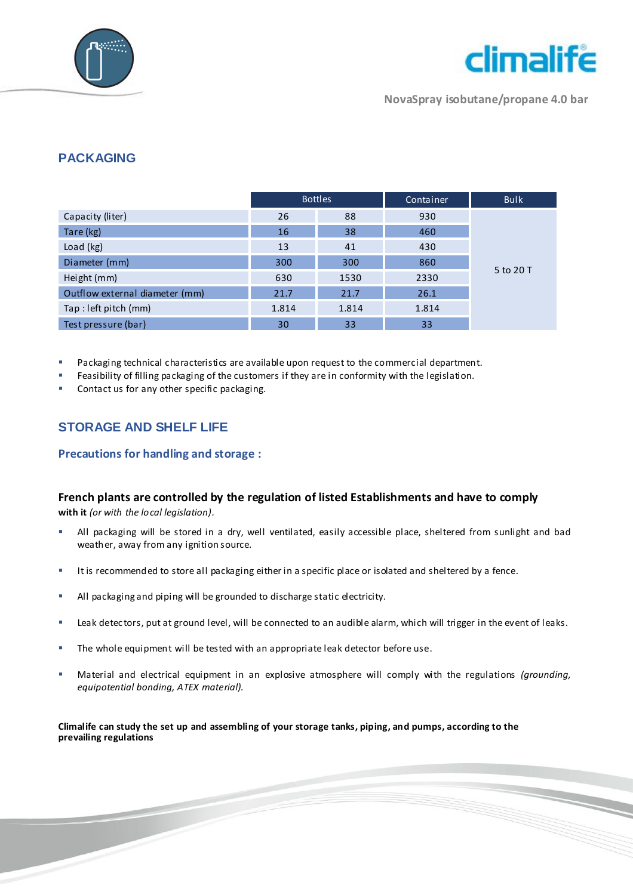## PACKAGING

| | Bottles | | Container | Bulk |
|---|---|---|---|---|
| Capacity (liter) | 26 | 88 | 930 | 5 to 20 T |
| Tare (kg) | 16 | 38 | 460 | |
| Load (kg) | 13 | 41 | 430 | |
| Diameter (mm) | 300 | 300 | 860 | |
| Height (mm) | 630 | 1530 | 2330 | |
| Outflow external diameter (mm) | 21.7 | 21.7 | 26.1 | |
| Tap : left pitch (mm) | 1.814 | 1.814 | 1.814 | |
| Test pressure (bar) | 30 | 33 | 33 | |

- Packaging technical characteristics are available upon request to the commercial department.
- Feasibility of filling packaging of the customers if they are in conformity with the legislation.
- Contact us for any other specific packaging.

## STORAGE AND SHELF LIFE

### Precautions for handling and storage :

**French plants are controlled by the regulation of listed Establishments and have to comply with it** *(or with the local legislation)*.

- All packaging will be stored in a dry, well ventilated, easily accessible place, sheltered from sunlight and bad weather, away from any ignition source.
- It is recommended to store all packaging either in a specific place or isolated and sheltered by a fence.
- All packaging and piping will be grounded to discharge static electricity.
- Leak detectors, put at ground level, will be connected to an audible alarm, which will trigger in the event of leaks.
- The whole equipment will be tested with an appropriate leak detector before use.
- Material and electrical equipment in an explosive atmosphere will comply with the regulations *(grounding, equipotential bonding, ATEX material).*

**Climalife can study the set up and assembling of your storage tanks, piping, and pumps, according to the prevailing regulations**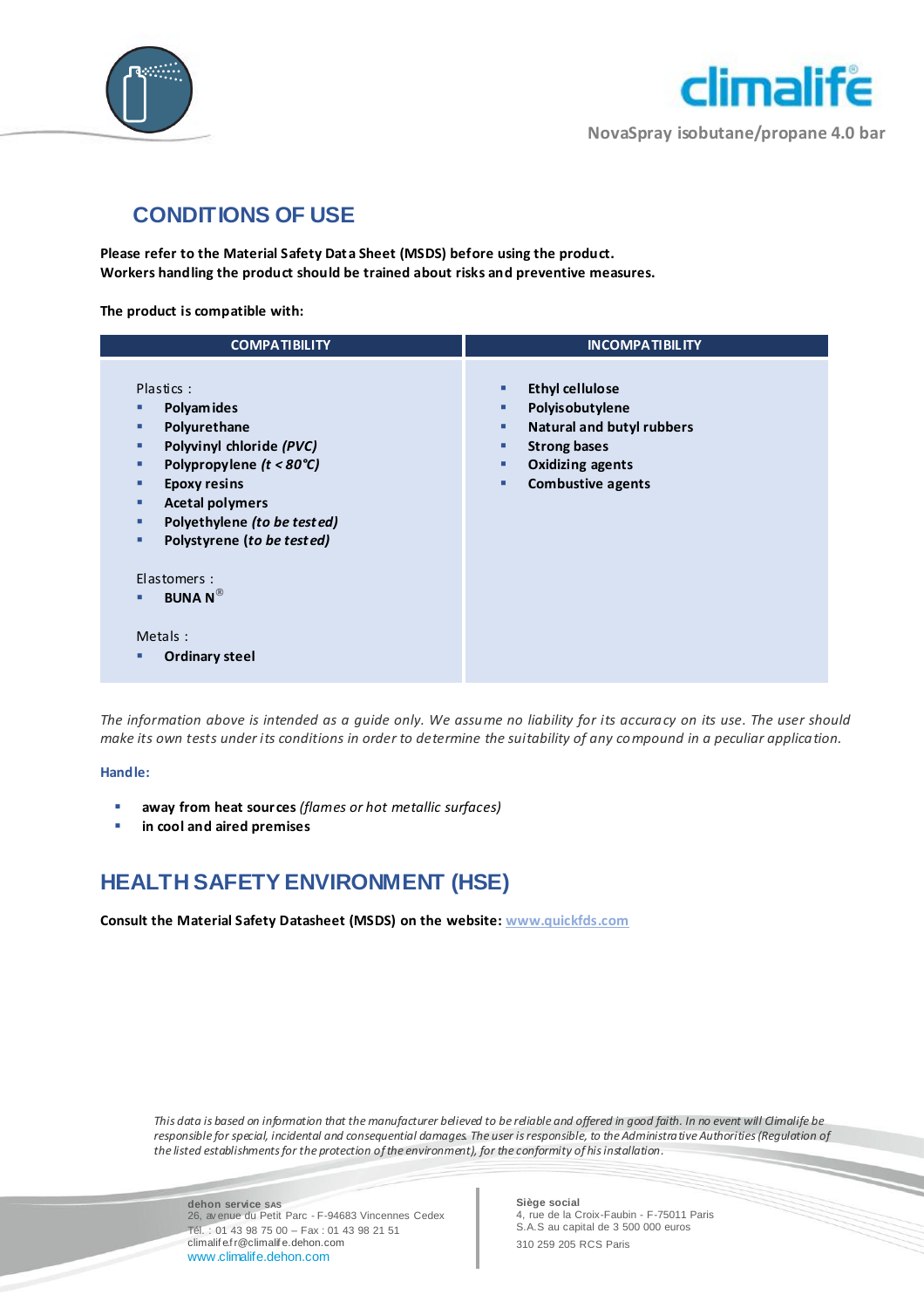## CONDITIONS OF USE

**Please refer to the Material Safety Data Sheet (MSDS) before using the product.**
**Workers handling the product should be trained about risks and preventive measures.**

**The product is compatible with:**

| COMPATIBILITY | INCOMPATIBILITY |
|---|---|
| Plastics :<br>▪ **Polyamides**<br>▪ **Polyurethane**<br>▪ **Polyvinyl chloride *(PVC)***<br>▪ **Polypropylene *(t < 80°C)***<br>▪ **Epoxy resins**<br>▪ **Acetal polymers**<br>▪ **Polyethylene *(to be tested)***<br>▪ **Polystyrene (*to be tested*)**<br><br>Elastomers :<br>▪ **BUNA N®**<br><br>Metals :<br>▪ **Ordinary steel** | ▪ **Ethyl cellulose**<br>▪ **Polyisobutylene**<br>▪ **Natural and butyl rubbers**<br>▪ **Strong bases**<br>▪ **Oxidizing agents**<br>▪ **Combustive agents** |

*The information above is intended as a guide only. We assume no liability for its accuracy on its use. The user should make its own tests under its conditions in order to determine the suitability of any compound in a peculiar application.*

**Handle:**

- **away from heat sources** *(flames or hot metallic surfaces)*
- **in cool and aired premises**

## HEALTH SAFETY ENVIRONMENT (HSE)

**Consult the Material Safety Datasheet (MSDS) on the website:** www.quickfds.com

*This data is based on information that the manufacturer believed to be reliable and offered in good faith. In no event will Climalife be responsible for special, incidental and consequential damages. The user is responsible, to the Administrative Authorities (Regulation of the listed establishments for the protection of the environment), for the conformity of his installation.*

**dehon service SAS**
26, avenue du Petit Parc - F-94683 Vincennes Cedex
Tél. : 01 43 98 75 00 – Fax : 01 43 98 21 51
climalife.fr@climalife.dehon.com
www.climalife.dehon.com

**Siège social**
4, rue de la Croix-Faubin - F-75011 Paris
S.A.S au capital de 3 500 000 euros
310 259 205 RCS Paris